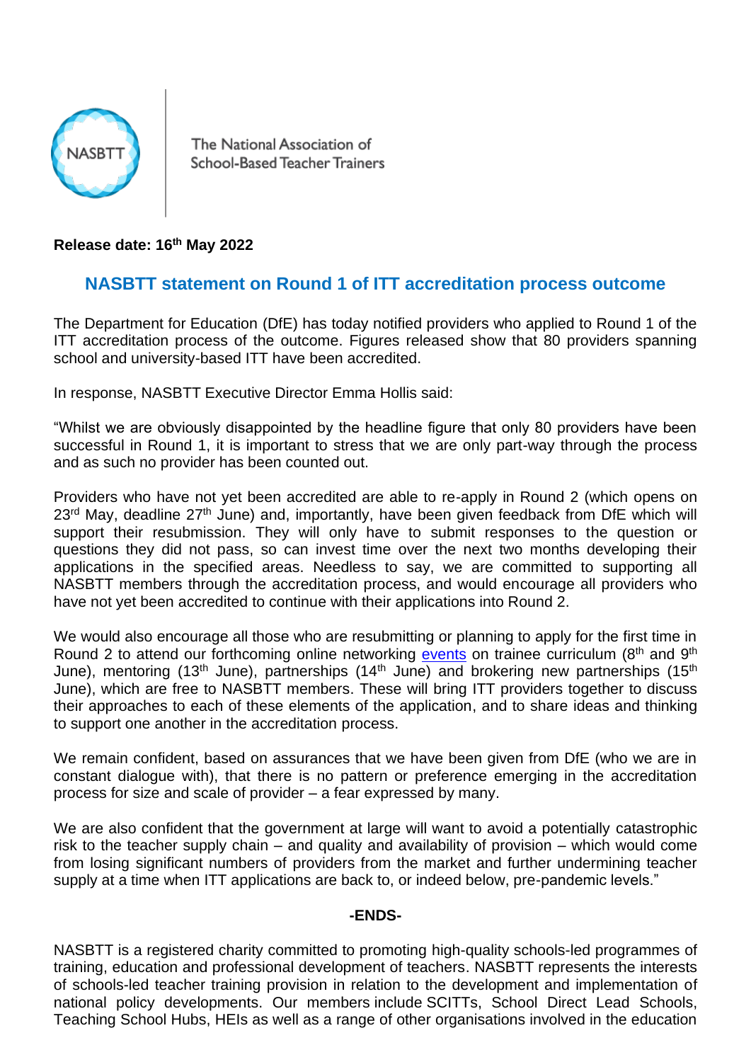NASBTT

The National Association of School-Based Teacher Trainers

**Release date: 16th May 2022**

## NASBTT statement on Round 1 of ITT accreditation process outcome

The Department for Education (DfE) has today notified providers who applied to Round 1 of the ITT accreditation process of the outcome. Figures released show that 80 providers spanning school and university-based ITT have been accredited.

In response, NASBTT Executive Director Emma Hollis said:

"Whilst we are obviously disappointed by the headline figure that only 80 providers have been successful in Round 1, it is important to stress that we are only part-way through the process and as such no provider has been counted out.

Providers who have not yet been accredited are able to re-apply in Round 2 (which opens on 23rd May, deadline 27th June) and, importantly, have been given feedback from DfE which will support their resubmission. They will only have to submit responses to the question or questions they did not pass, so can invest time over the next two months developing their applications in the specified areas. Needless to say, we are committed to supporting all NASBTT members through the accreditation process, and would encourage all providers who have not yet been accredited to continue with their applications into Round 2.

We would also encourage all those who are resubmitting or planning to apply for the first time in Round 2 to attend our forthcoming online networking events on trainee curriculum (8th and 9th June), mentoring (13th June), partnerships (14th June) and brokering new partnerships (15th June), which are free to NASBTT members. These will bring ITT providers together to discuss their approaches to each of these elements of the application, and to share ideas and thinking to support one another in the accreditation process.

We remain confident, based on assurances that we have been given from DfE (who we are in constant dialogue with), that there is no pattern or preference emerging in the accreditation process for size and scale of provider – a fear expressed by many.

We are also confident that the government at large will want to avoid a potentially catastrophic risk to the teacher supply chain – and quality and availability of provision – which would come from losing significant numbers of providers from the market and further undermining teacher supply at a time when ITT applications are back to, or indeed below, pre-pandemic levels."

**-ENDS-**

NASBTT is a registered charity committed to promoting high-quality schools-led programmes of training, education and professional development of teachers. NASBTT represents the interests of schools-led teacher training provision in relation to the development and implementation of national policy developments. Our members include SCITTs, School Direct Lead Schools, Teaching School Hubs, HEIs as well as a range of other organisations involved in the education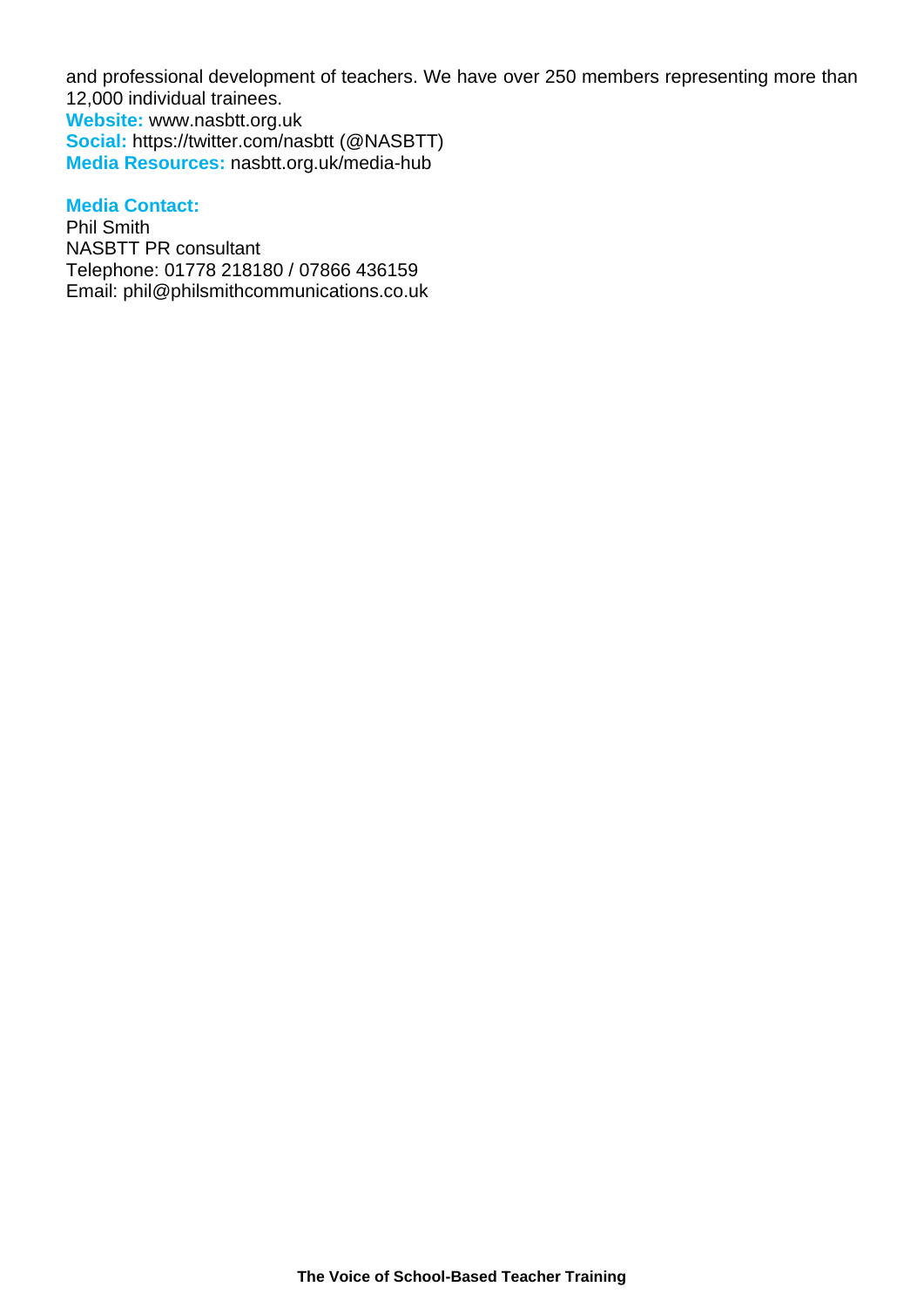and professional development of teachers. We have over 250 members representing more than 12,000 individual trainees.

**Website:** www.nasbtt.org.uk
**Social:** https://twitter.com/nasbtt (@NASBTT)
**Media Resources:** nasbtt.org.uk/media-hub

**Media Contact:**
Phil Smith
NASBTT PR consultant
Telephone: 01778 218180 / 07866 436159
Email: phil@philsmithcommunications.co.uk